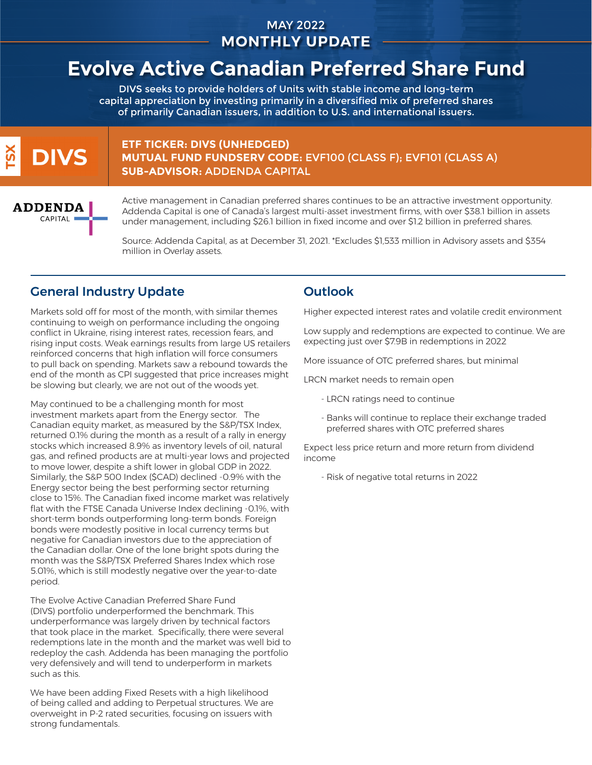MAY 2022

**MONTHLY UPDATE**

# Evolve Active Canadian Preferred Share Fund

DIVS seeks to provide holders of Units with stable income and long-term capital appreciation by investing primarily in a diversified mix of preferred shares of primarily Canadian issuers, in addition to U.S. and international issuers.

TSX **DIVS**

**ETF TICKER: DIVS (UNHEDGED)**
**MUTUAL FUND FUNDSERV CODE:** EVF100 (CLASS F); EVF101 (CLASS A)
**SUB-ADVISOR:** ADDENDA CAPITAL

ADDENDA CAPITAL

Active management in Canadian preferred shares continues to be an attractive investment opportunity. Addenda Capital is one of Canada's largest multi-asset investment firms, with over $38.1 billion in assets under management, including $26.1 billion in fixed income and over $1.2 billion in preferred shares.

Source: Addenda Capital, as at December 31, 2021. *Excludes $1,533 million in Advisory assets and $354 million in Overlay assets.

## General Industry Update

Markets sold off for most of the month, with similar themes continuing to weigh on performance including the ongoing conflict in Ukraine, rising interest rates, recession fears, and rising input costs. Weak earnings results from large US retailers reinforced concerns that high inflation will force consumers to pull back on spending. Markets saw a rebound towards the end of the month as CPI suggested that price increases might be slowing but clearly, we are not out of the woods yet.

May continued to be a challenging month for most investment markets apart from the Energy sector. The Canadian equity market, as measured by the S&P/TSX Index, returned 0.1% during the month as a result of a rally in energy stocks which increased 8.9% as inventory levels of oil, natural gas, and refined products are at multi-year lows and projected to move lower, despite a shift lower in global GDP in 2022. Similarly, the S&P 500 Index ($CAD) declined -0.9% with the Energy sector being the best performing sector returning close to 15%. The Canadian fixed income market was relatively flat with the FTSE Canada Universe Index declining -0.1%, with short-term bonds outperforming long-term bonds. Foreign bonds were modestly positive in local currency terms but negative for Canadian investors due to the appreciation of the Canadian dollar. One of the lone bright spots during the month was the S&P/TSX Preferred Shares Index which rose 5.01%, which is still modestly negative over the year-to-date period.

The Evolve Active Canadian Preferred Share Fund (DIVS) portfolio underperformed the benchmark. This underperformance was largely driven by technical factors that took place in the market. Specifically, there were several redemptions late in the month and the market was well bid to redeploy the cash. Addenda has been managing the portfolio very defensively and will tend to underperform in markets such as this.

We have been adding Fixed Resets with a high likelihood of being called and adding to Perpetual structures. We are overweight in P-2 rated securities, focusing on issuers with strong fundamentals.

## Outlook

Higher expected interest rates and volatile credit environment

Low supply and redemptions are expected to continue. We are expecting just over $7.9B in redemptions in 2022

More issuance of OTC preferred shares, but minimal

LRCN market needs to remain open

- LRCN ratings need to continue
- Banks will continue to replace their exchange traded preferred shares with OTC preferred shares

Expect less price return and more return from dividend income

- Risk of negative total returns in 2022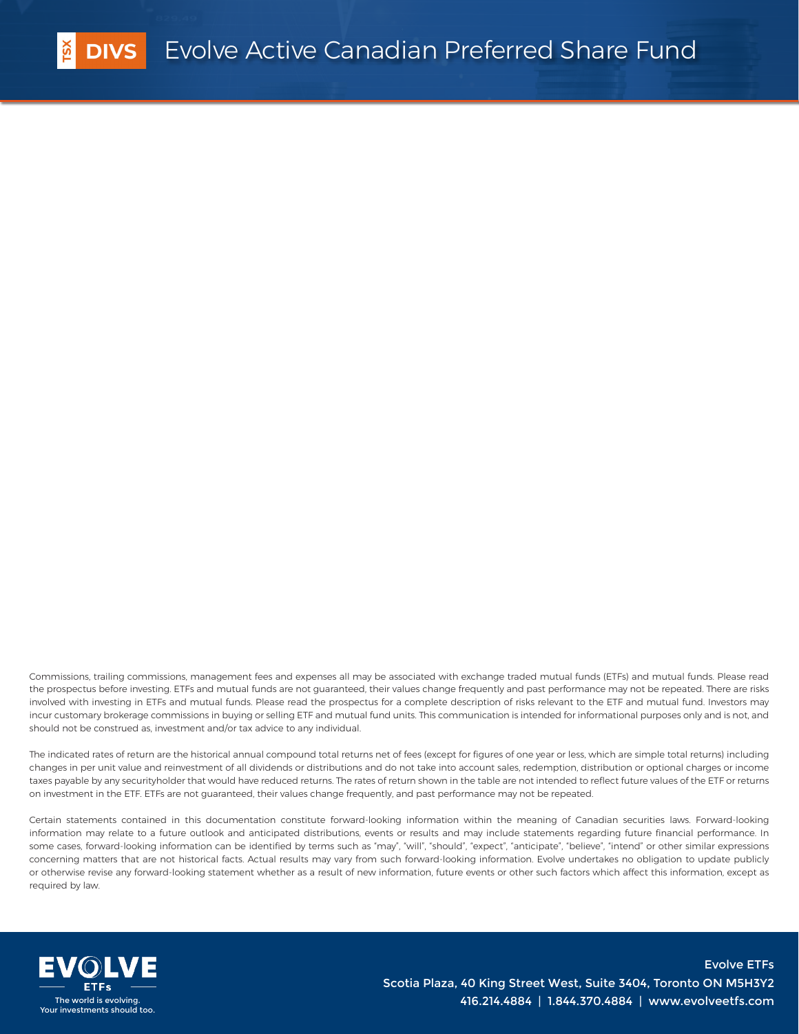# TSX DIVS Evolve Active Canadian Preferred Share Fund

Commissions, trailing commissions, management fees and expenses all may be associated with exchange traded mutual funds (ETFs) and mutual funds. Please read the prospectus before investing. ETFs and mutual funds are not guaranteed, their values change frequently and past performance may not be repeated. There are risks involved with investing in ETFs and mutual funds. Please read the prospectus for a complete description of risks relevant to the ETF and mutual fund. Investors may incur customary brokerage commissions in buying or selling ETF and mutual fund units. This communication is intended for informational purposes only and is not, and should not be construed as, investment and/or tax advice to any individual.

The indicated rates of return are the historical annual compound total returns net of fees (except for figures of one year or less, which are simple total returns) including changes in per unit value and reinvestment of all dividends or distributions and do not take into account sales, redemption, distribution or optional charges or income taxes payable by any securityholder that would have reduced returns. The rates of return shown in the table are not intended to reflect future values of the ETF or returns on investment in the ETF. ETFs are not guaranteed, their values change frequently, and past performance may not be repeated.

Certain statements contained in this documentation constitute forward-looking information within the meaning of Canadian securities laws. Forward-looking information may relate to a future outlook and anticipated distributions, events or results and may include statements regarding future financial performance. In some cases, forward-looking information can be identified by terms such as "may", "will", "should", "expect", "anticipate", "believe", "intend" or other similar expressions concerning matters that are not historical facts. Actual results may vary from such forward-looking information. Evolve undertakes no obligation to update publicly or otherwise revise any forward-looking statement whether as a result of new information, future events or other such factors which affect this information, except as required by law.

EVOLVE ETFs
The world is evolving.
Your investments should too.

Evolve ETFs
Scotia Plaza, 40 King Street West, Suite 3404, Toronto ON M5H3Y2
416.214.4884 | 1.844.370.4884 | www.evolveetfs.com